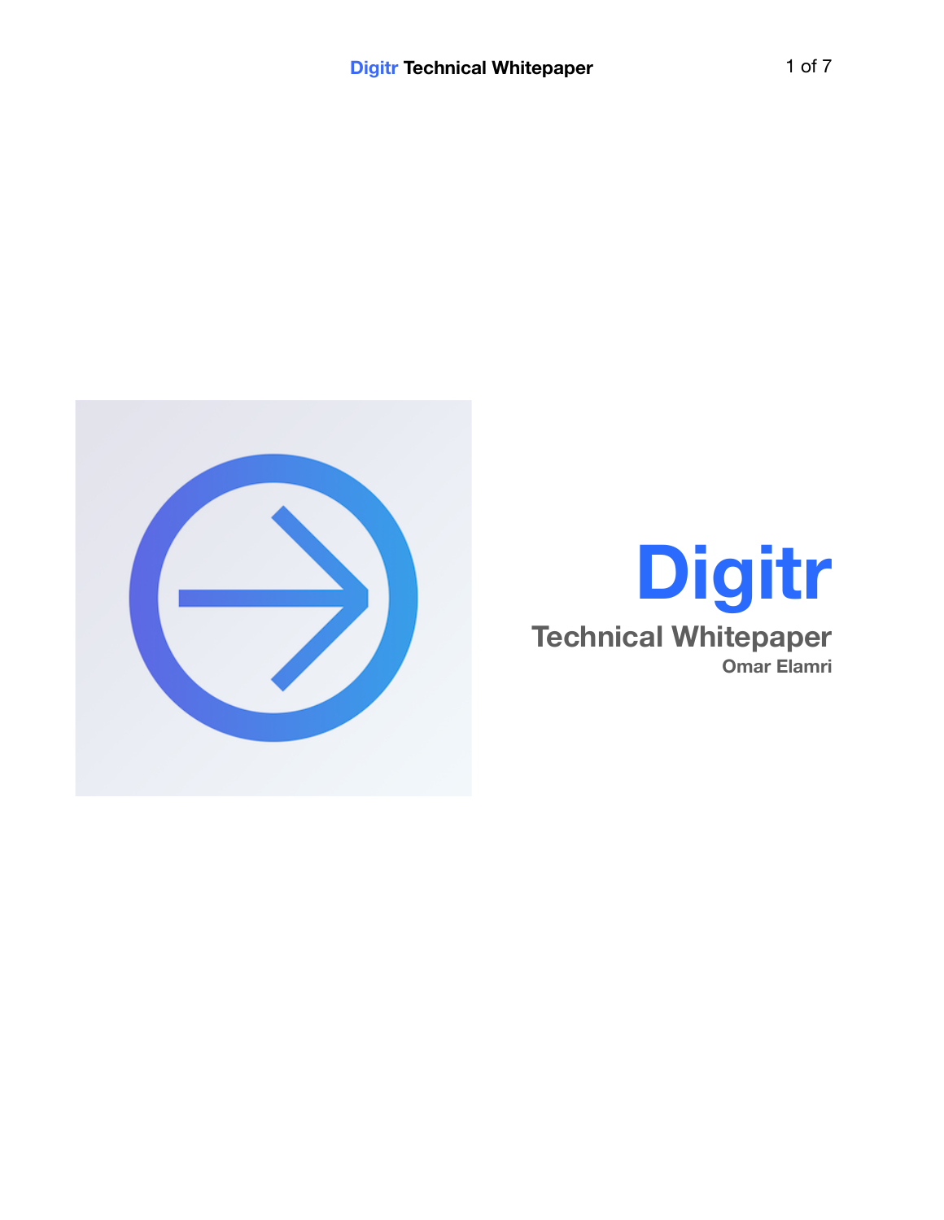# Digitr

## Technical Whitepaper

**Omar Elamri**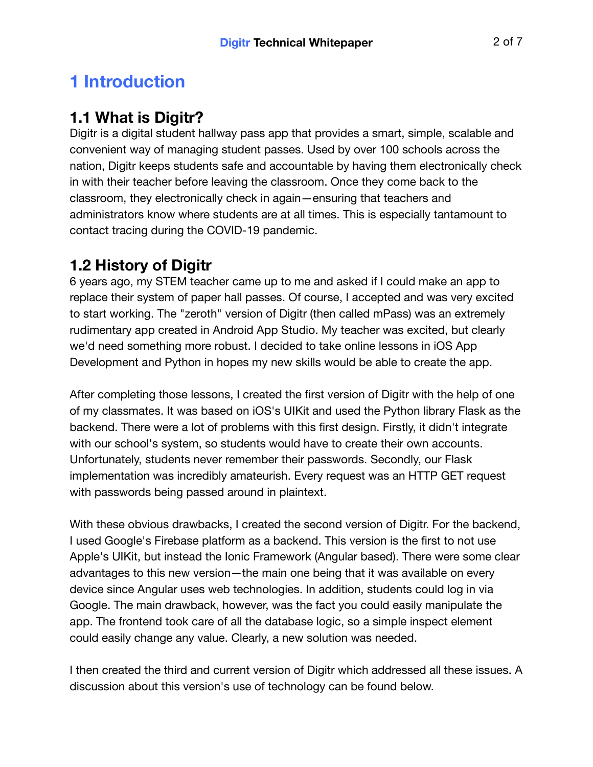# 1 Introduction

## 1.1 What is Digitr?

Digitr is a digital student hallway pass app that provides a smart, simple, scalable and convenient way of managing student passes. Used by over 100 schools across the nation, Digitr keeps students safe and accountable by having them electronically check in with their teacher before leaving the classroom. Once they come back to the classroom, they electronically check in again—ensuring that teachers and administrators know where students are at all times. This is especially tantamount to contact tracing during the COVID-19 pandemic.

## 1.2 History of Digitr

6 years ago, my STEM teacher came up to me and asked if I could make an app to replace their system of paper hall passes. Of course, I accepted and was very excited to start working. The "zeroth" version of Digitr (then called mPass) was an extremely rudimentary app created in Android App Studio. My teacher was excited, but clearly we'd need something more robust. I decided to take online lessons in iOS App Development and Python in hopes my new skills would be able to create the app.

After completing those lessons, I created the first version of Digitr with the help of one of my classmates. It was based on iOS's UIKit and used the Python library Flask as the backend. There were a lot of problems with this first design. Firstly, it didn't integrate with our school's system, so students would have to create their own accounts. Unfortunately, students never remember their passwords. Secondly, our Flask implementation was incredibly amateurish. Every request was an HTTP GET request with passwords being passed around in plaintext.

With these obvious drawbacks, I created the second version of Digitr. For the backend, I used Google's Firebase platform as a backend. This version is the first to not use Apple's UIKit, but instead the Ionic Framework (Angular based). There were some clear advantages to this new version—the main one being that it was available on every device since Angular uses web technologies. In addition, students could log in via Google. The main drawback, however, was the fact you could easily manipulate the app. The frontend took care of all the database logic, so a simple inspect element could easily change any value. Clearly, a new solution was needed.

I then created the third and current version of Digitr which addressed all these issues. A discussion about this version's use of technology can be found below.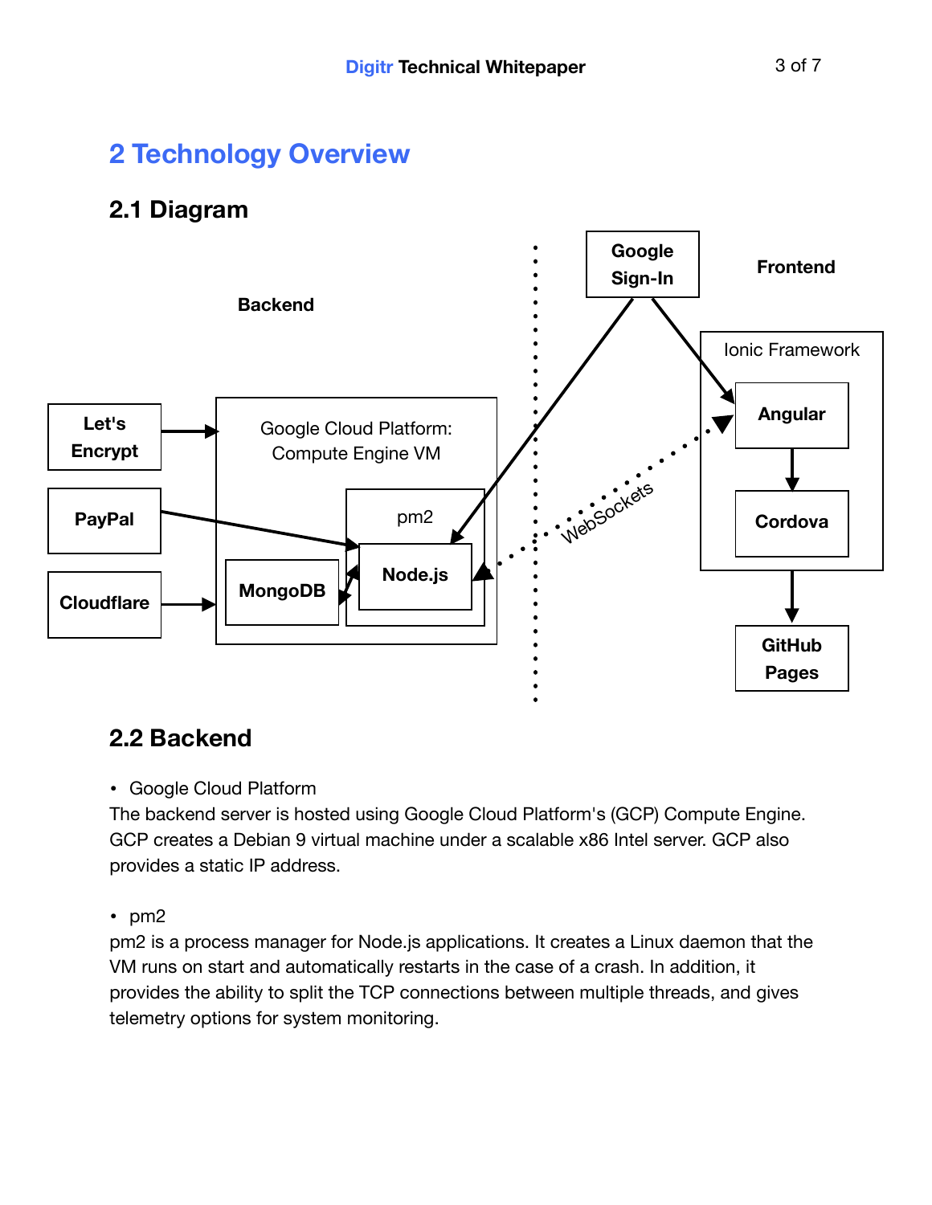# 2 Technology Overview

## 2.1 Diagram

## 2.2 Backend

- Google Cloud Platform

The backend server is hosted using Google Cloud Platform's (GCP) Compute Engine. GCP creates a Debian 9 virtual machine under a scalable x86 Intel server. GCP also provides a static IP address.

- pm2

pm2 is a process manager for Node.js applications. It creates a Linux daemon that the VM runs on start and automatically restarts in the case of a crash. In addition, it provides the ability to split the TCP connections between multiple threads, and gives telemetry options for system monitoring.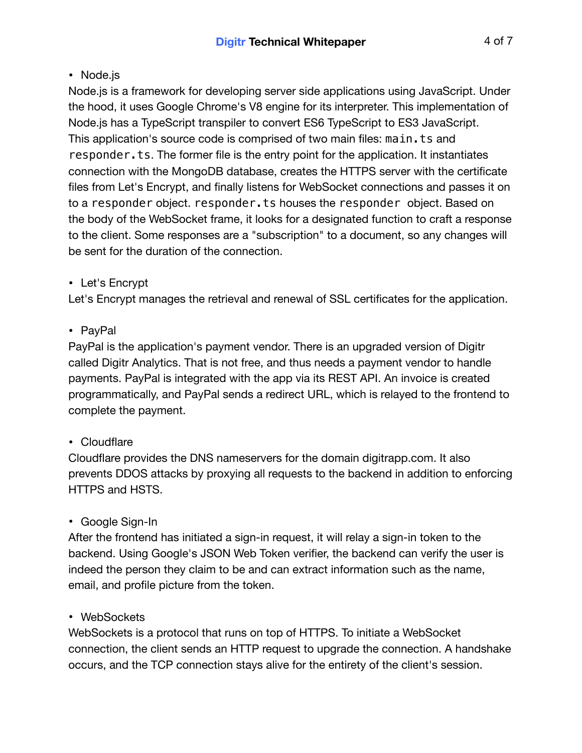- Node.js

Node.js is a framework for developing server side applications using JavaScript. Under the hood, it uses Google Chrome's V8 engine for its interpreter. This implementation of Node.js has a TypeScript transpiler to convert ES6 TypeScript to ES3 JavaScript. This application's source code is comprised of two main files: `main.ts` and `responder.ts`. The former file is the entry point for the application. It instantiates connection with the MongoDB database, creates the HTTPS server with the certificate files from Let's Encrypt, and finally listens for WebSocket connections and passes it on to a `responder` object. `responder.ts` houses the `responder` object. Based on the body of the WebSocket frame, it looks for a designated function to craft a response to the client. Some responses are a "subscription" to a document, so any changes will be sent for the duration of the connection.

- Let's Encrypt

Let's Encrypt manages the retrieval and renewal of SSL certificates for the application.

- PayPal

PayPal is the application's payment vendor. There is an upgraded version of Digitr called Digitr Analytics. That is not free, and thus needs a payment vendor to handle payments. PayPal is integrated with the app via its REST API. An invoice is created programmatically, and PayPal sends a redirect URL, which is relayed to the frontend to complete the payment.

- Cloudflare

Cloudflare provides the DNS nameservers for the domain digitrapp.com. It also prevents DDOS attacks by proxying all requests to the backend in addition to enforcing HTTPS and HSTS.

- Google Sign-In

After the frontend has initiated a sign-in request, it will relay a sign-in token to the backend. Using Google's JSON Web Token verifier, the backend can verify the user is indeed the person they claim to be and can extract information such as the name, email, and profile picture from the token.

- WebSockets

WebSockets is a protocol that runs on top of HTTPS. To initiate a WebSocket connection, the client sends an HTTP request to upgrade the connection. A handshake occurs, and the TCP connection stays alive for the entirety of the client's session.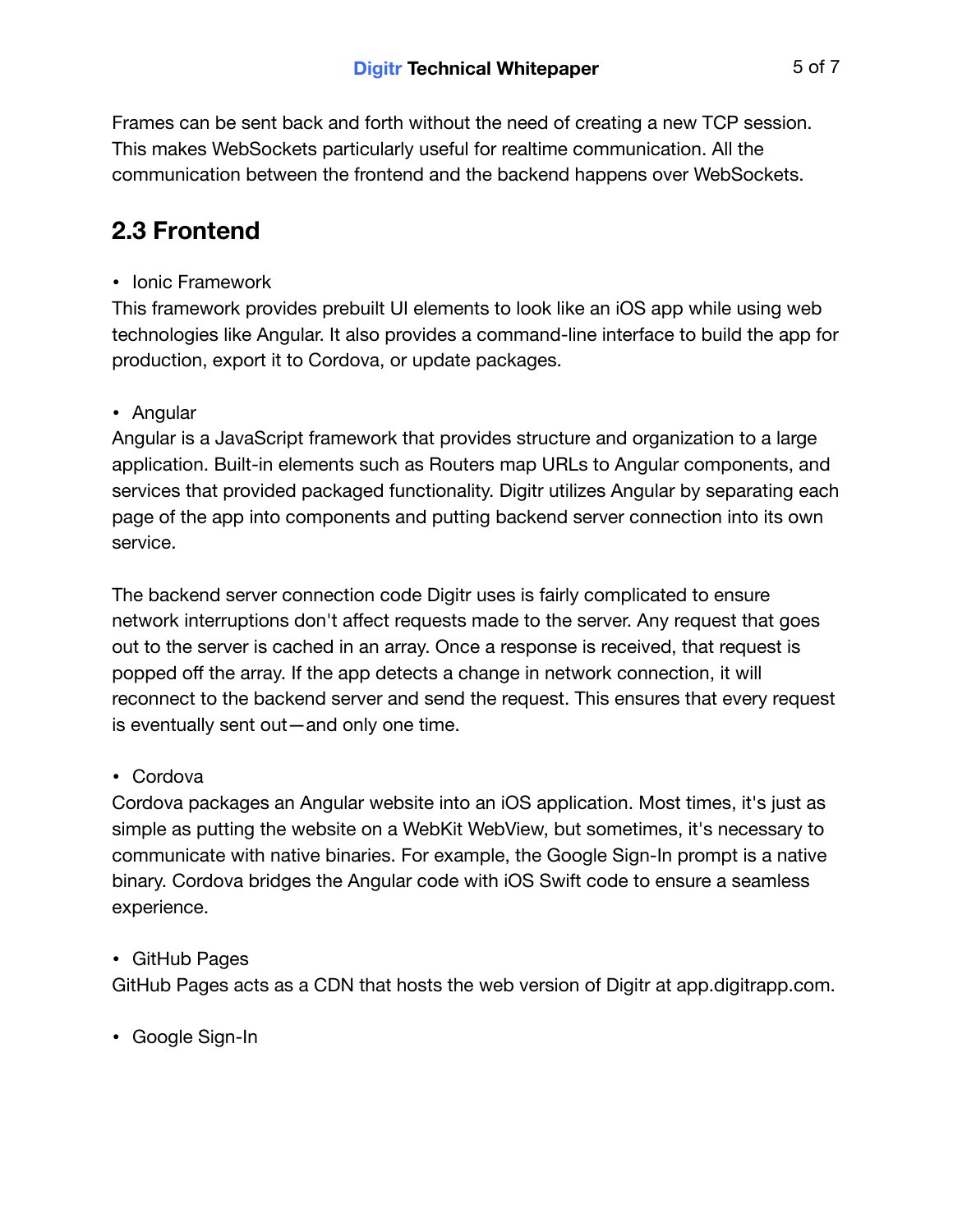Frames can be sent back and forth without the need of creating a new TCP session. This makes WebSockets particularly useful for realtime communication. All the communication between the frontend and the backend happens over WebSockets.

## 2.3 Frontend

- Ionic Framework

This framework provides prebuilt UI elements to look like an iOS app while using web technologies like Angular. It also provides a command-line interface to build the app for production, export it to Cordova, or update packages.

- Angular

Angular is a JavaScript framework that provides structure and organization to a large application. Built-in elements such as Routers map URLs to Angular components, and services that provided packaged functionality. Digitr utilizes Angular by separating each page of the app into components and putting backend server connection into its own service.

The backend server connection code Digitr uses is fairly complicated to ensure network interruptions don't affect requests made to the server. Any request that goes out to the server is cached in an array. Once a response is received, that request is popped off the array. If the app detects a change in network connection, it will reconnect to the backend server and send the request. This ensures that every request is eventually sent out—and only one time.

- Cordova

Cordova packages an Angular website into an iOS application. Most times, it's just as simple as putting the website on a WebKit WebView, but sometimes, it's necessary to communicate with native binaries. For example, the Google Sign-In prompt is a native binary. Cordova bridges the Angular code with iOS Swift code to ensure a seamless experience.

- GitHub Pages

GitHub Pages acts as a CDN that hosts the web version of Digitr at app.digitrapp.com.

- Google Sign-In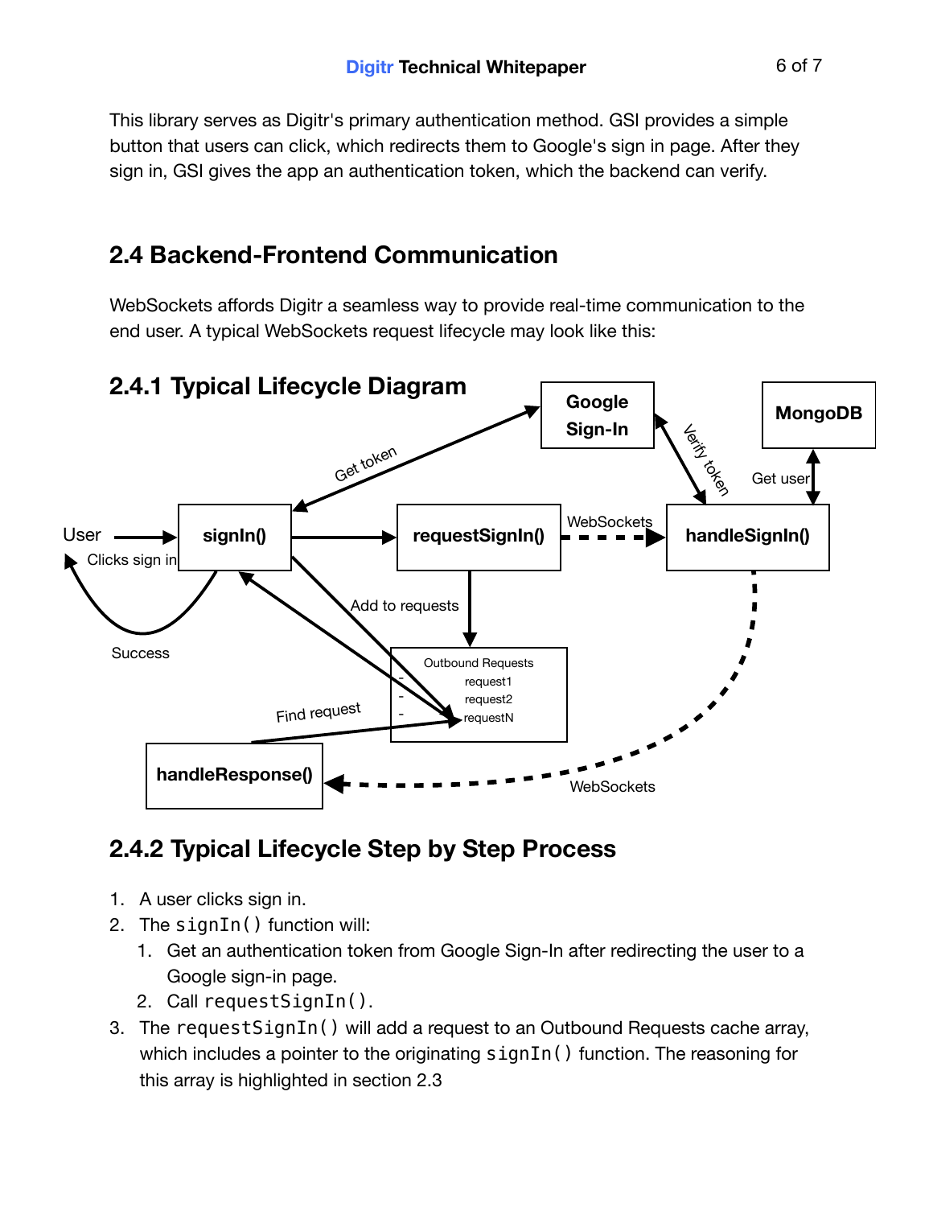This library serves as Digitr's primary authentication method. GSI provides a simple button that users can click, which redirects them to Google's sign in page. After they sign in, GSI gives the app an authentication token, which the backend can verify.

## 2.4 Backend-Frontend Communication

WebSockets affords Digitr a seamless way to provide real-time communication to the end user. A typical WebSockets request lifecycle may look like this:

### 2.4.1 Typical Lifecycle Diagram

### 2.4.2 Typical Lifecycle Step by Step Process

1. A user clicks sign in.
2. The `signIn()` function will:
   1. Get an authentication token from Google Sign-In after redirecting the user to a Google sign-in page.
   2. Call `requestSignIn()`.
3. The `requestSignIn()` will add a request to an Outbound Requests cache array, which includes a pointer to the originating `signIn()` function. The reasoning for this array is highlighted in section 2.3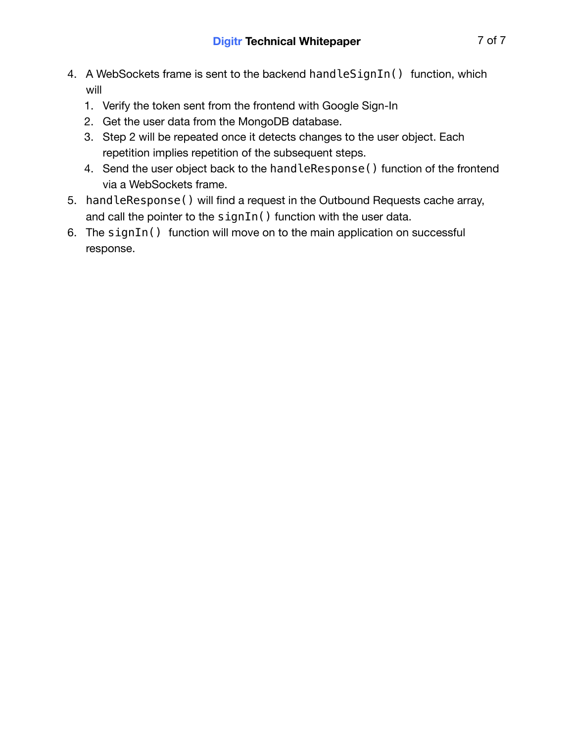4. A WebSockets frame is sent to the backend `handleSignIn()` function, which will
    1. Verify the token sent from the frontend with Google Sign-In
    2. Get the user data from the MongoDB database.
    3. Step 2 will be repeated once it detects changes to the user object. Each repetition implies repetition of the subsequent steps.
    4. Send the user object back to the `handleResponse()` function of the frontend via a WebSockets frame.
5. `handleResponse()` will find a request in the Outbound Requests cache array, and call the pointer to the `signIn()` function with the user data.
6. The `signIn()` function will move on to the main application on successful response.